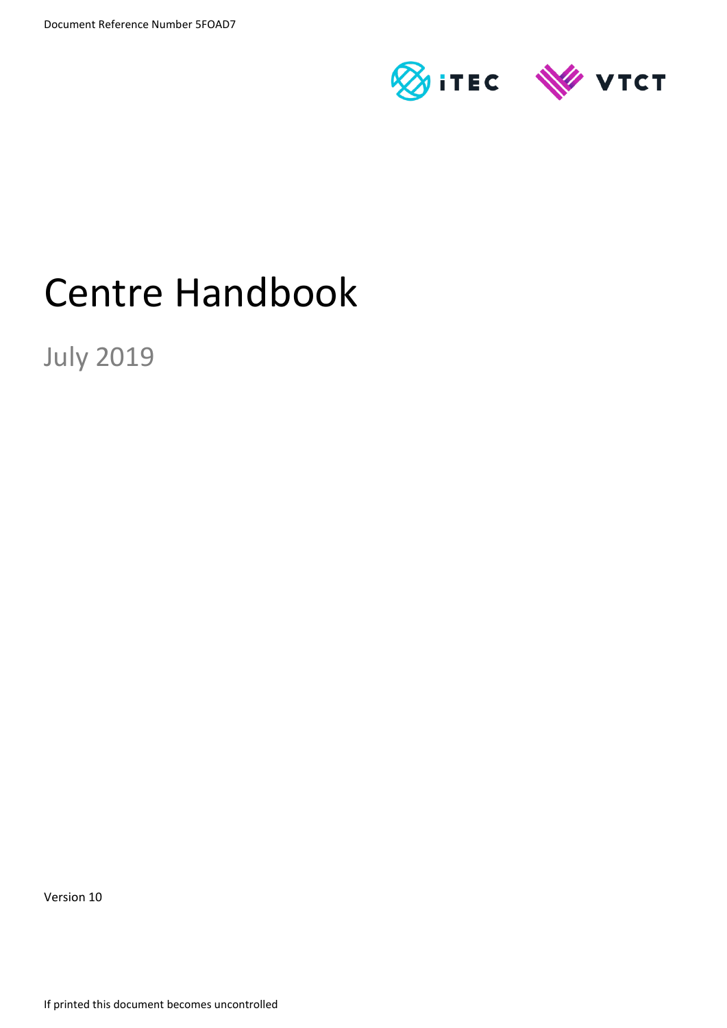Document Reference Number 5FOAD7

iTEC VTCT

# Centre Handbook

## July 2019

Version 10

If printed this document becomes uncontrolled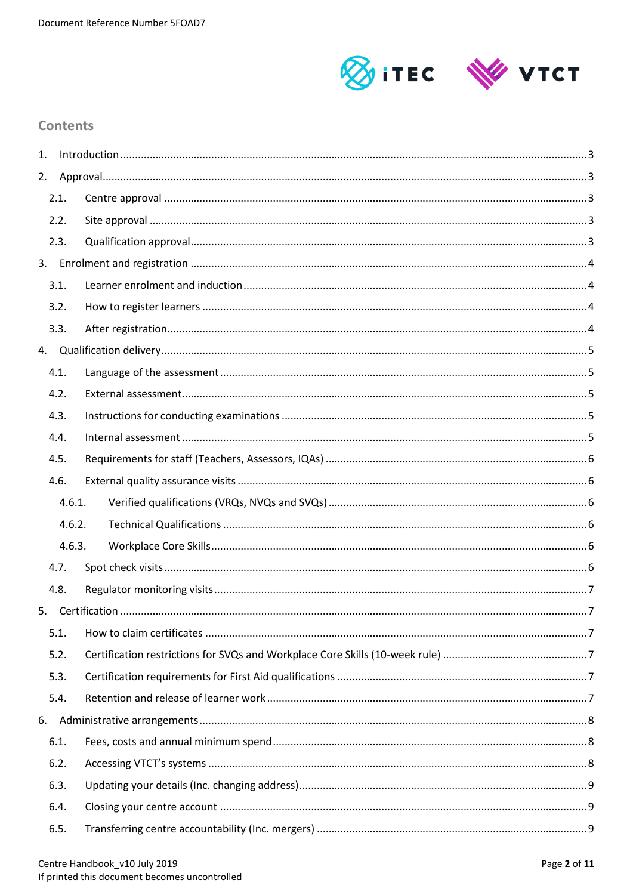## Contents

1. Introduction ..... 3
2. Approval ..... 3
    - 2.1. Centre approval ..... 3
    - 2.2. Site approval ..... 3
    - 2.3. Qualification approval ..... 3
3. Enrolment and registration ..... 4
    - 3.1. Learner enrolment and induction ..... 4
    - 3.2. How to register learners ..... 4
    - 3.3. After registration ..... 4
4. Qualification delivery ..... 5
    - 4.1. Language of the assessment ..... 5
    - 4.2. External assessment ..... 5
    - 4.3. Instructions for conducting examinations ..... 5
    - 4.4. Internal assessment ..... 5
    - 4.5. Requirements for staff (Teachers, Assessors, IQAs) ..... 6
    - 4.6. External quality assurance visits ..... 6
        - 4.6.1. Verified qualifications (VRQs, NVQs and SVQs) ..... 6
        - 4.6.2. Technical Qualifications ..... 6
        - 4.6.3. Workplace Core Skills ..... 6
    - 4.7. Spot check visits ..... 6
    - 4.8. Regulator monitoring visits ..... 7
5. Certification ..... 7
    - 5.1. How to claim certificates ..... 7
    - 5.2. Certification restrictions for SVQs and Workplace Core Skills (10-week rule) ..... 7
    - 5.3. Certification requirements for First Aid qualifications ..... 7
    - 5.4. Retention and release of learner work ..... 7
6. Administrative arrangements ..... 8
    - 6.1. Fees, costs and annual minimum spend ..... 8
    - 6.2. Accessing VTCT's systems ..... 8
    - 6.3. Updating your details (Inc. changing address) ..... 9
    - 6.4. Closing your centre account ..... 9
    - 6.5. Transferring centre accountability (Inc. mergers) ..... 9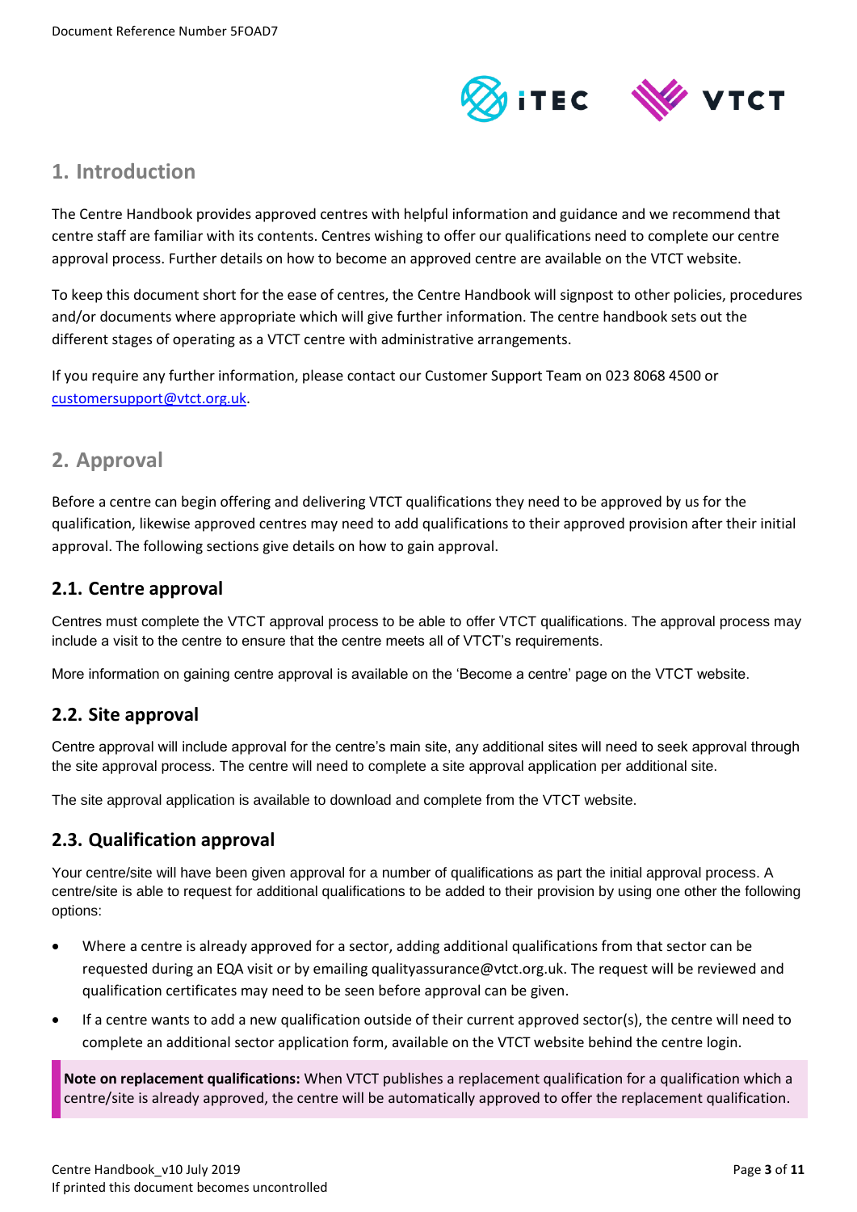## 1. Introduction

The Centre Handbook provides approved centres with helpful information and guidance and we recommend that centre staff are familiar with its contents. Centres wishing to offer our qualifications need to complete our centre approval process. Further details on how to become an approved centre are available on the VTCT website.

To keep this document short for the ease of centres, the Centre Handbook will signpost to other policies, procedures and/or documents where appropriate which will give further information. The centre handbook sets out the different stages of operating as a VTCT centre with administrative arrangements.

If you require any further information, please contact our Customer Support Team on 023 8068 4500 or customersupport@vtct.org.uk.

## 2. Approval

Before a centre can begin offering and delivering VTCT qualifications they need to be approved by us for the qualification, likewise approved centres may need to add qualifications to their approved provision after their initial approval. The following sections give details on how to gain approval.

### 2.1. Centre approval

Centres must complete the VTCT approval process to be able to offer VTCT qualifications. The approval process may include a visit to the centre to ensure that the centre meets all of VTCT's requirements.

More information on gaining centre approval is available on the 'Become a centre' page on the VTCT website.

### 2.2. Site approval

Centre approval will include approval for the centre's main site, any additional sites will need to seek approval through the site approval process. The centre will need to complete a site approval application per additional site.

The site approval application is available to download and complete from the VTCT website.

### 2.3. Qualification approval

Your centre/site will have been given approval for a number of qualifications as part the initial approval process. A centre/site is able to request for additional qualifications to be added to their provision by using one other the following options:

- Where a centre is already approved for a sector, adding additional qualifications from that sector can be requested during an EQA visit or by emailing qualityassurance@vtct.org.uk. The request will be reviewed and qualification certificates may need to be seen before approval can be given.
- If a centre wants to add a new qualification outside of their current approved sector(s), the centre will need to complete an additional sector application form, available on the VTCT website behind the centre login.

**Note on replacement qualifications:** When VTCT publishes a replacement qualification for a qualification which a centre/site is already approved, the centre will be automatically approved to offer the replacement qualification.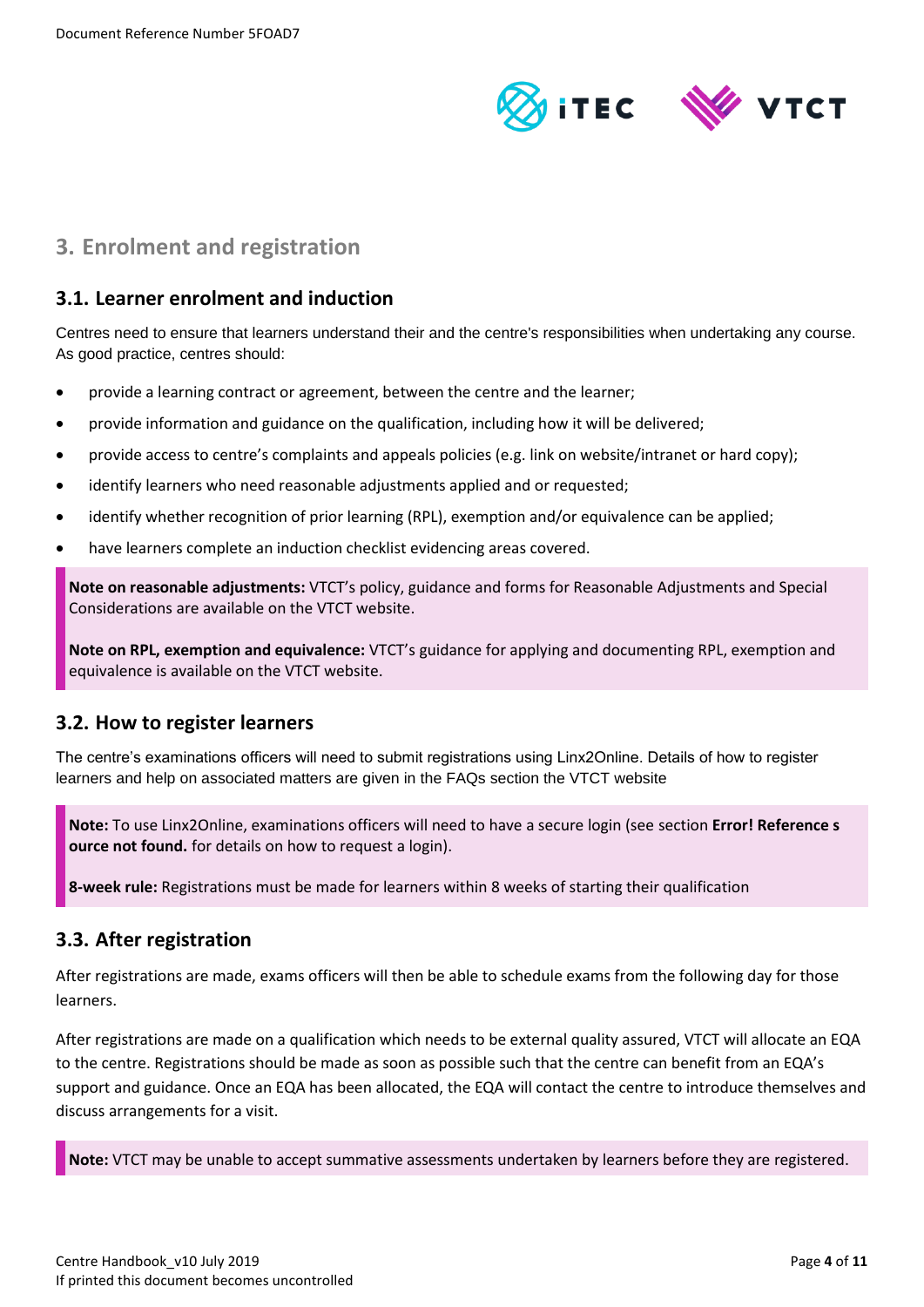## 3. Enrolment and registration

### 3.1. Learner enrolment and induction

Centres need to ensure that learners understand their and the centre's responsibilities when undertaking any course. As good practice, centres should:

- provide a learning contract or agreement, between the centre and the learner;
- provide information and guidance on the qualification, including how it will be delivered;
- provide access to centre's complaints and appeals policies (e.g. link on website/intranet or hard copy);
- identify learners who need reasonable adjustments applied and or requested;
- identify whether recognition of prior learning (RPL), exemption and/or equivalence can be applied;
- have learners complete an induction checklist evidencing areas covered.

**Note on reasonable adjustments:** VTCT's policy, guidance and forms for Reasonable Adjustments and Special Considerations are available on the VTCT website.

**Note on RPL, exemption and equivalence:** VTCT's guidance for applying and documenting RPL, exemption and equivalence is available on the VTCT website.

### 3.2. How to register learners

The centre's examinations officers will need to submit registrations using Linx2Online. Details of how to register learners and help on associated matters are given in the FAQs section the VTCT website

**Note:** To use Linx2Online, examinations officers will need to have a secure login (see section **Error! Reference source not found.** for details on how to request a login).

**8-week rule:** Registrations must be made for learners within 8 weeks of starting their qualification

### 3.3. After registration

After registrations are made, exams officers will then be able to schedule exams from the following day for those learners.

After registrations are made on a qualification which needs to be external quality assured, VTCT will allocate an EQA to the centre. Registrations should be made as soon as possible such that the centre can benefit from an EQA's support and guidance. Once an EQA has been allocated, the EQA will contact the centre to introduce themselves and discuss arrangements for a visit.

**Note:** VTCT may be unable to accept summative assessments undertaken by learners before they are registered.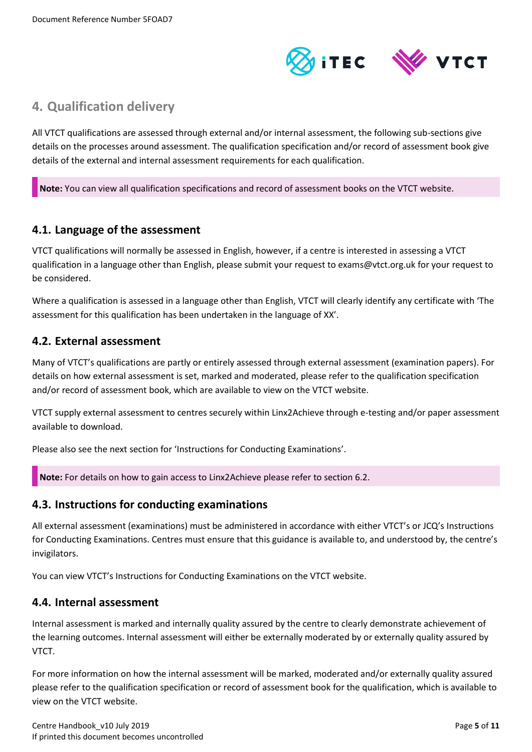## 4. Qualification delivery

All VTCT qualifications are assessed through external and/or internal assessment, the following sub-sections give details on the processes around assessment. The qualification specification and/or record of assessment book give details of the external and internal assessment requirements for each qualification.

**Note:** You can view all qualification specifications and record of assessment books on the VTCT website.

### 4.1. Language of the assessment

VTCT qualifications will normally be assessed in English, however, if a centre is interested in assessing a VTCT qualification in a language other than English, please submit your request to exams@vtct.org.uk for your request to be considered.

Where a qualification is assessed in a language other than English, VTCT will clearly identify any certificate with 'The assessment for this qualification has been undertaken in the language of XX'.

### 4.2. External assessment

Many of VTCT's qualifications are partly or entirely assessed through external assessment (examination papers). For details on how external assessment is set, marked and moderated, please refer to the qualification specification and/or record of assessment book, which are available to view on the VTCT website.

VTCT supply external assessment to centres securely within Linx2Achieve through e-testing and/or paper assessment available to download.

Please also see the next section for 'Instructions for Conducting Examinations'.

**Note:** For details on how to gain access to Linx2Achieve please refer to section 6.2.

### 4.3. Instructions for conducting examinations

All external assessment (examinations) must be administered in accordance with either VTCT's or JCQ's Instructions for Conducting Examinations. Centres must ensure that this guidance is available to, and understood by, the centre's invigilators.

You can view VTCT's Instructions for Conducting Examinations on the VTCT website.

### 4.4. Internal assessment

Internal assessment is marked and internally quality assured by the centre to clearly demonstrate achievement of the learning outcomes. Internal assessment will either be externally moderated by or externally quality assured by VTCT.

For more information on how the internal assessment will be marked, moderated and/or externally quality assured please refer to the qualification specification or record of assessment book for the qualification, which is available to view on the VTCT website.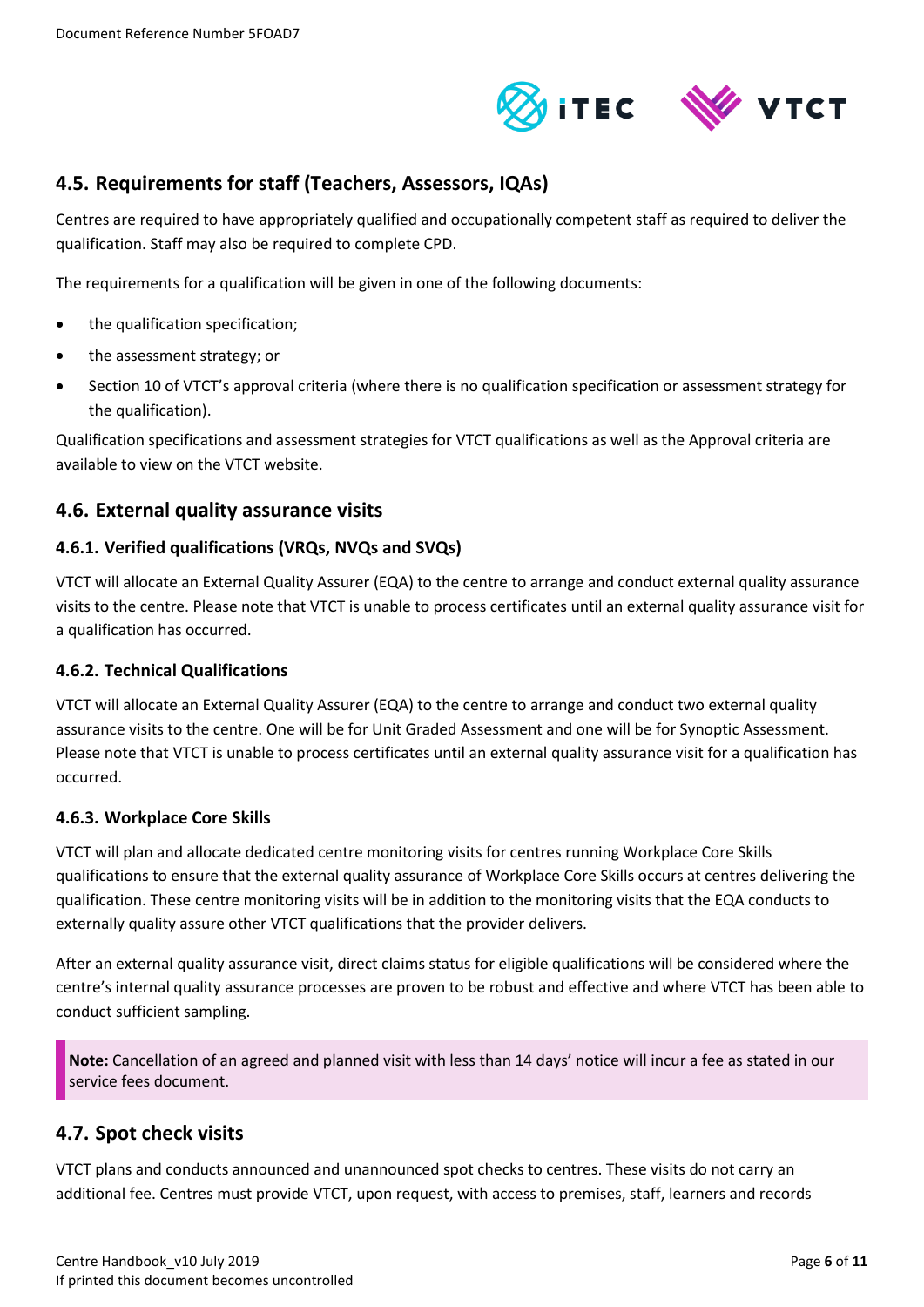## 4.5. Requirements for staff (Teachers, Assessors, IQAs)

Centres are required to have appropriately qualified and occupationally competent staff as required to deliver the qualification. Staff may also be required to complete CPD.

The requirements for a qualification will be given in one of the following documents:

- the qualification specification;
- the assessment strategy; or
- Section 10 of VTCT's approval criteria (where there is no qualification specification or assessment strategy for the qualification).

Qualification specifications and assessment strategies for VTCT qualifications as well as the Approval criteria are available to view on the VTCT website.

## 4.6. External quality assurance visits

### 4.6.1. Verified qualifications (VRQs, NVQs and SVQs)

VTCT will allocate an External Quality Assurer (EQA) to the centre to arrange and conduct external quality assurance visits to the centre. Please note that VTCT is unable to process certificates until an external quality assurance visit for a qualification has occurred.

### 4.6.2. Technical Qualifications

VTCT will allocate an External Quality Assurer (EQA) to the centre to arrange and conduct two external quality assurance visits to the centre. One will be for Unit Graded Assessment and one will be for Synoptic Assessment. Please note that VTCT is unable to process certificates until an external quality assurance visit for a qualification has occurred.

### 4.6.3. Workplace Core Skills

VTCT will plan and allocate dedicated centre monitoring visits for centres running Workplace Core Skills qualifications to ensure that the external quality assurance of Workplace Core Skills occurs at centres delivering the qualification. These centre monitoring visits will be in addition to the monitoring visits that the EQA conducts to externally quality assure other VTCT qualifications that the provider delivers.

After an external quality assurance visit, direct claims status for eligible qualifications will be considered where the centre's internal quality assurance processes are proven to be robust and effective and where VTCT has been able to conduct sufficient sampling.

> **Note:** Cancellation of an agreed and planned visit with less than 14 days' notice will incur a fee as stated in our service fees document.

## 4.7. Spot check visits

VTCT plans and conducts announced and unannounced spot checks to centres. These visits do not carry an additional fee. Centres must provide VTCT, upon request, with access to premises, staff, learners and records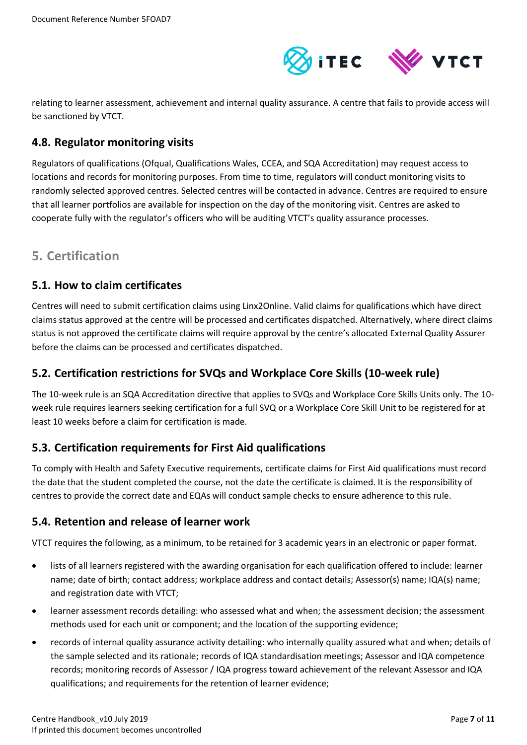relating to learner assessment, achievement and internal quality assurance. A centre that fails to provide access will be sanctioned by VTCT.

### 4.8. Regulator monitoring visits

Regulators of qualifications (Ofqual, Qualifications Wales, CCEA, and SQA Accreditation) may request access to locations and records for monitoring purposes. From time to time, regulators will conduct monitoring visits to randomly selected approved centres. Selected centres will be contacted in advance. Centres are required to ensure that all learner portfolios are available for inspection on the day of the monitoring visit. Centres are asked to cooperate fully with the regulator's officers who will be auditing VTCT's quality assurance processes.

## 5. Certification

### 5.1. How to claim certificates

Centres will need to submit certification claims using Linx2Online. Valid claims for qualifications which have direct claims status approved at the centre will be processed and certificates dispatched. Alternatively, where direct claims status is not approved the certificate claims will require approval by the centre's allocated External Quality Assurer before the claims can be processed and certificates dispatched.

### 5.2. Certification restrictions for SVQs and Workplace Core Skills (10-week rule)

The 10-week rule is an SQA Accreditation directive that applies to SVQs and Workplace Core Skills Units only. The 10-week rule requires learners seeking certification for a full SVQ or a Workplace Core Skill Unit to be registered for at least 10 weeks before a claim for certification is made.

### 5.3. Certification requirements for First Aid qualifications

To comply with Health and Safety Executive requirements, certificate claims for First Aid qualifications must record the date that the student completed the course, not the date the certificate is claimed. It is the responsibility of centres to provide the correct date and EQAs will conduct sample checks to ensure adherence to this rule.

### 5.4. Retention and release of learner work

VTCT requires the following, as a minimum, to be retained for 3 academic years in an electronic or paper format.

- lists of all learners registered with the awarding organisation for each qualification offered to include: learner name; date of birth; contact address; workplace address and contact details; Assessor(s) name; IQA(s) name; and registration date with VTCT;
- learner assessment records detailing: who assessed what and when; the assessment decision; the assessment methods used for each unit or component; and the location of the supporting evidence;
- records of internal quality assurance activity detailing: who internally quality assured what and when; details of the sample selected and its rationale; records of IQA standardisation meetings; Assessor and IQA competence records; monitoring records of Assessor / IQA progress toward achievement of the relevant Assessor and IQA qualifications; and requirements for the retention of learner evidence;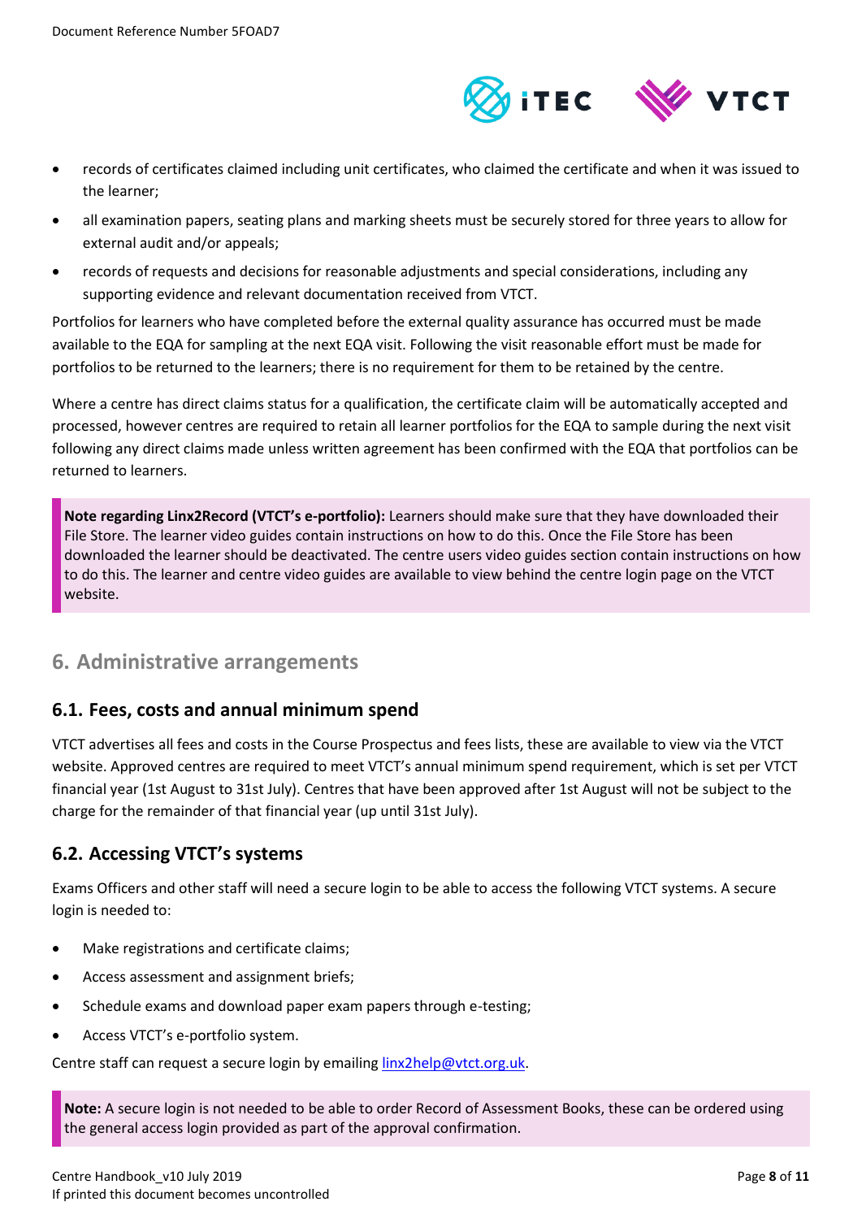- records of certificates claimed including unit certificates, who claimed the certificate and when it was issued to the learner;
- all examination papers, seating plans and marking sheets must be securely stored for three years to allow for external audit and/or appeals;
- records of requests and decisions for reasonable adjustments and special considerations, including any supporting evidence and relevant documentation received from VTCT.

Portfolios for learners who have completed before the external quality assurance has occurred must be made available to the EQA for sampling at the next EQA visit. Following the visit reasonable effort must be made for portfolios to be returned to the learners; there is no requirement for them to be retained by the centre.

Where a centre has direct claims status for a qualification, the certificate claim will be automatically accepted and processed, however centres are required to retain all learner portfolios for the EQA to sample during the next visit following any direct claims made unless written agreement has been confirmed with the EQA that portfolios can be returned to learners.

> **Note regarding Linx2Record (VTCT's e-portfolio):** Learners should make sure that they have downloaded their File Store. The learner video guides contain instructions on how to do this. Once the File Store has been downloaded the learner should be deactivated. The centre users video guides section contain instructions on how to do this. The learner and centre video guides are available to view behind the centre login page on the VTCT website.

## 6. Administrative arrangements

### 6.1. Fees, costs and annual minimum spend

VTCT advertises all fees and costs in the Course Prospectus and fees lists, these are available to view via the VTCT website. Approved centres are required to meet VTCT's annual minimum spend requirement, which is set per VTCT financial year (1st August to 31st July). Centres that have been approved after 1st August will not be subject to the charge for the remainder of that financial year (up until 31st July).

### 6.2. Accessing VTCT's systems

Exams Officers and other staff will need a secure login to be able to access the following VTCT systems. A secure login is needed to:

- Make registrations and certificate claims;
- Access assessment and assignment briefs;
- Schedule exams and download paper exam papers through e-testing;
- Access VTCT's e-portfolio system.

Centre staff can request a secure login by emailing linx2help@vtct.org.uk.

> **Note:** A secure login is not needed to be able to order Record of Assessment Books, these can be ordered using the general access login provided as part of the approval confirmation.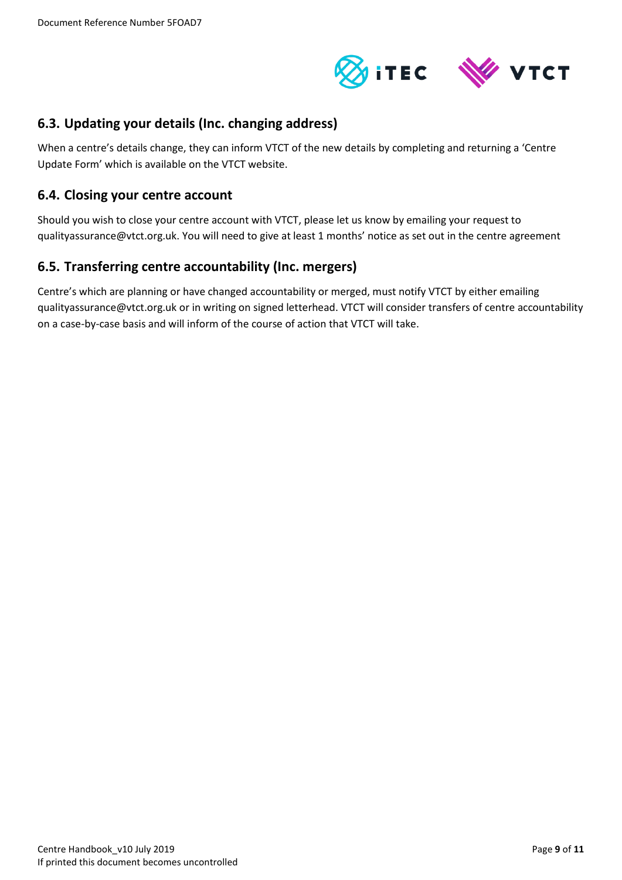## 6.3. Updating your details (Inc. changing address)

When a centre's details change, they can inform VTCT of the new details by completing and returning a 'Centre Update Form' which is available on the VTCT website.

## 6.4. Closing your centre account

Should you wish to close your centre account with VTCT, please let us know by emailing your request to qualityassurance@vtct.org.uk. You will need to give at least 1 months' notice as set out in the centre agreement

## 6.5. Transferring centre accountability (Inc. mergers)

Centre's which are planning or have changed accountability or merged, must notify VTCT by either emailing qualityassurance@vtct.org.uk or in writing on signed letterhead. VTCT will consider transfers of centre accountability on a case-by-case basis and will inform of the course of action that VTCT will take.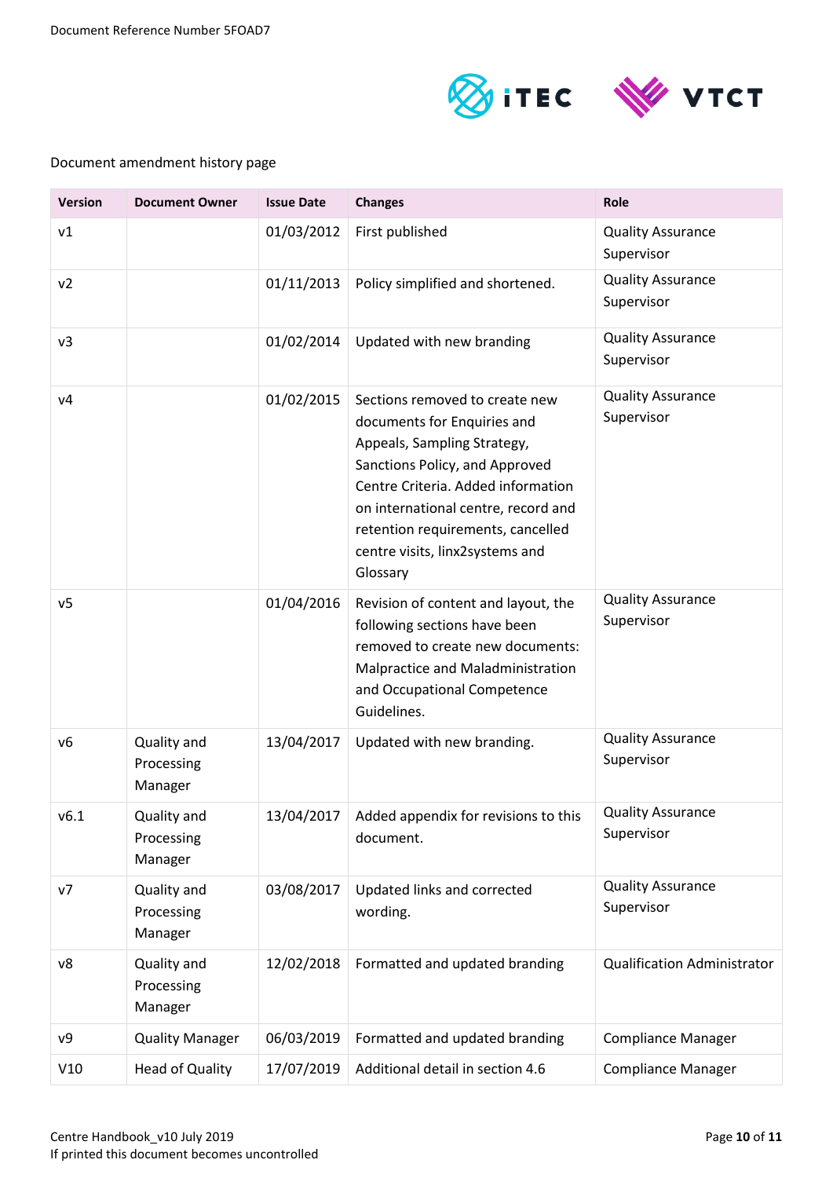Document amendment history page

| Version | Document Owner | Issue Date | Changes | Role |
| --- | --- | --- | --- | --- |
| v1 | | 01/03/2012 | First published | Quality Assurance Supervisor |
| v2 | | 01/11/2013 | Policy simplified and shortened. | Quality Assurance Supervisor |
| v3 | | 01/02/2014 | Updated with new branding | Quality Assurance Supervisor |
| v4 | | 01/02/2015 | Sections removed to create new documents for Enquiries and Appeals, Sampling Strategy, Sanctions Policy, and Approved Centre Criteria. Added information on international centre, record and retention requirements, cancelled centre visits, linx2systems and Glossary | Quality Assurance Supervisor |
| v5 | | 01/04/2016 | Revision of content and layout, the following sections have been removed to create new documents: Malpractice and Maladministration and Occupational Competence Guidelines. | Quality Assurance Supervisor |
| v6 | Quality and Processing Manager | 13/04/2017 | Updated with new branding. | Quality Assurance Supervisor |
| v6.1 | Quality and Processing Manager | 13/04/2017 | Added appendix for revisions to this document. | Quality Assurance Supervisor |
| v7 | Quality and Processing Manager | 03/08/2017 | Updated links and corrected wording. | Quality Assurance Supervisor |
| v8 | Quality and Processing Manager | 12/02/2018 | Formatted and updated branding | Qualification Administrator |
| v9 | Quality Manager | 06/03/2019 | Formatted and updated branding | Compliance Manager |
| V10 | Head of Quality | 17/07/2019 | Additional detail in section 4.6 | Compliance Manager |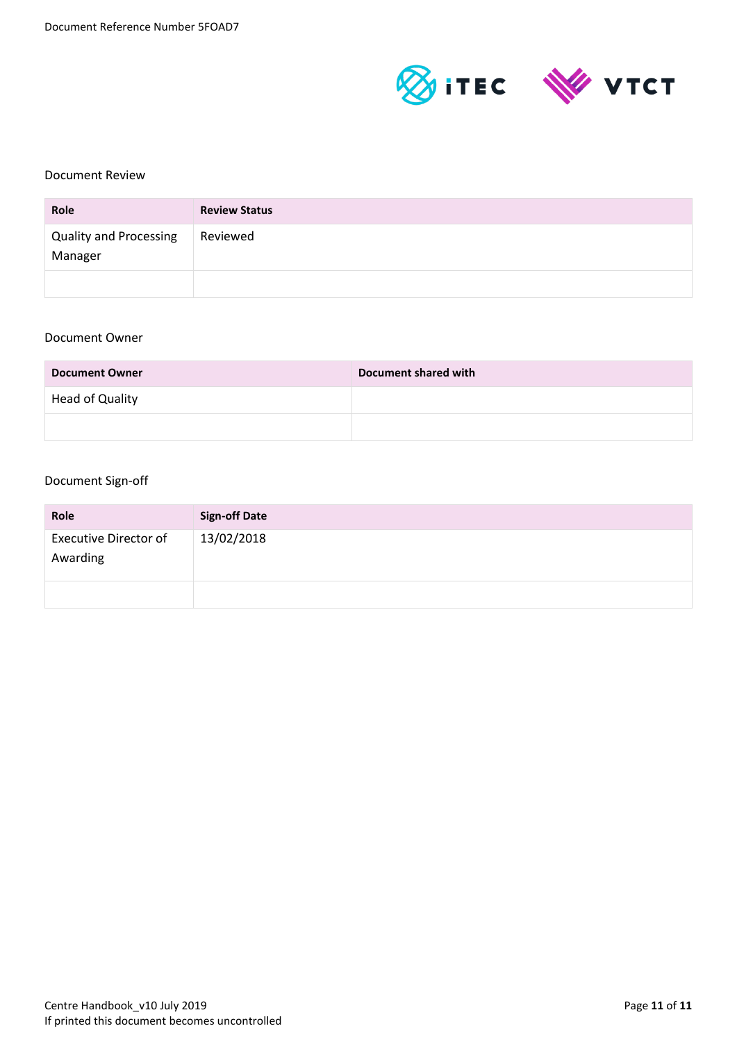Document Review

| Role | Review Status |
| --- | --- |
| Quality and Processing Manager | Reviewed |
| | |

Document Owner

| Document Owner | Document shared with |
| --- | --- |
| Head of Quality | |
| | |

Document Sign-off

| Role | Sign-off Date |
| --- | --- |
| Executive Director of Awarding | 13/02/2018 |
| | |